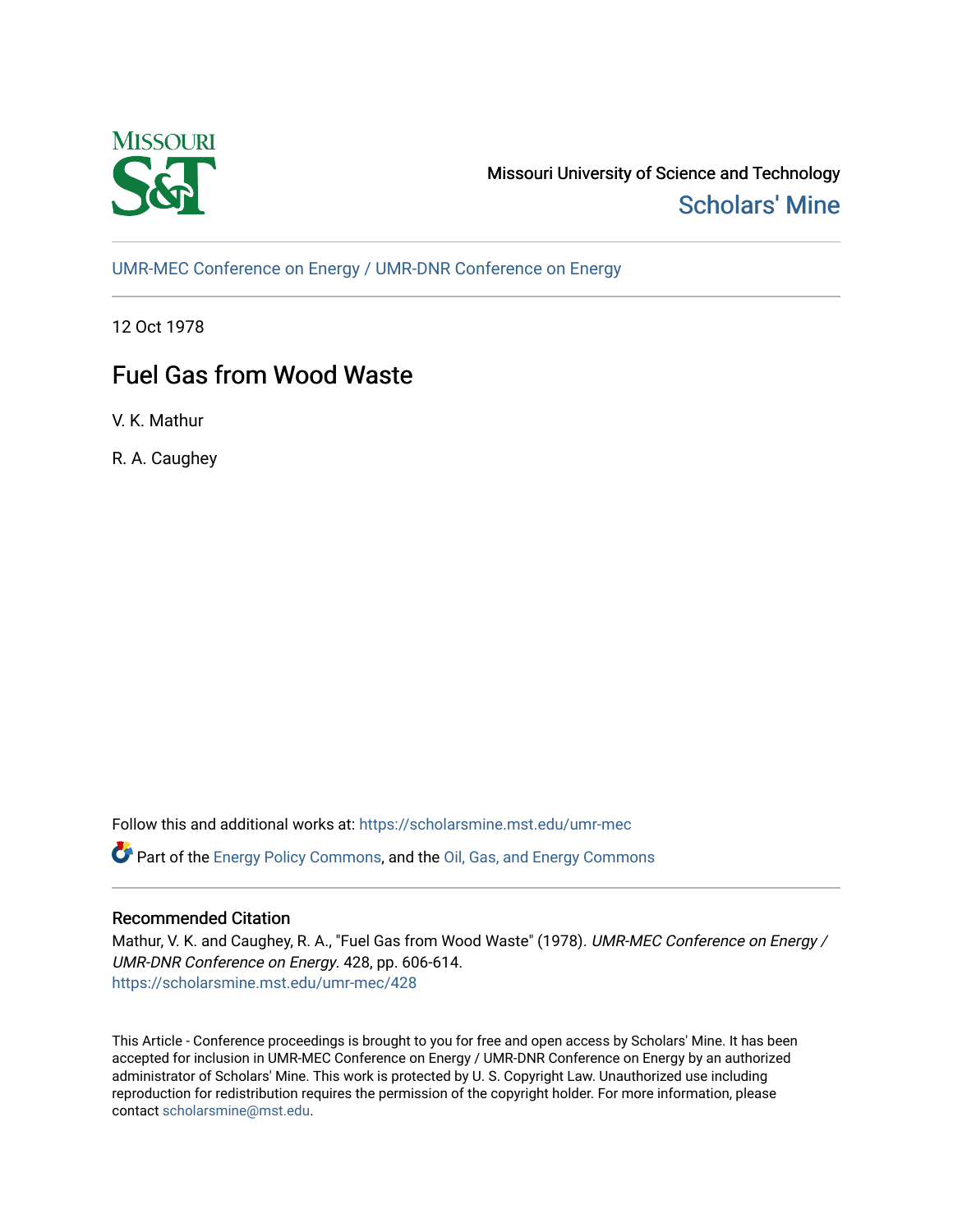Missouri University of Science and Technology

Scholars' Mine

UMR-MEC Conference on Energy / UMR-DNR Conference on Energy

12 Oct 1978

# Fuel Gas from Wood Waste

V. K. Mathur

R. A. Caughey

Follow this and additional works at: https://scholarsmine.mst.edu/umr-mec

Part of the Energy Policy Commons, and the Oil, Gas, and Energy Commons

## Recommended Citation

Mathur, V. K. and Caughey, R. A., "Fuel Gas from Wood Waste" (1978). *UMR-MEC Conference on Energy / UMR-DNR Conference on Energy*. 428, pp. 606-614.
https://scholarsmine.mst.edu/umr-mec/428

This Article - Conference proceedings is brought to you for free and open access by Scholars' Mine. It has been accepted for inclusion in UMR-MEC Conference on Energy / UMR-DNR Conference on Energy by an authorized administrator of Scholars' Mine. This work is protected by U. S. Copyright Law. Unauthorized use including reproduction for redistribution requires the permission of the copyright holder. For more information, please contact scholarsmine@mst.edu.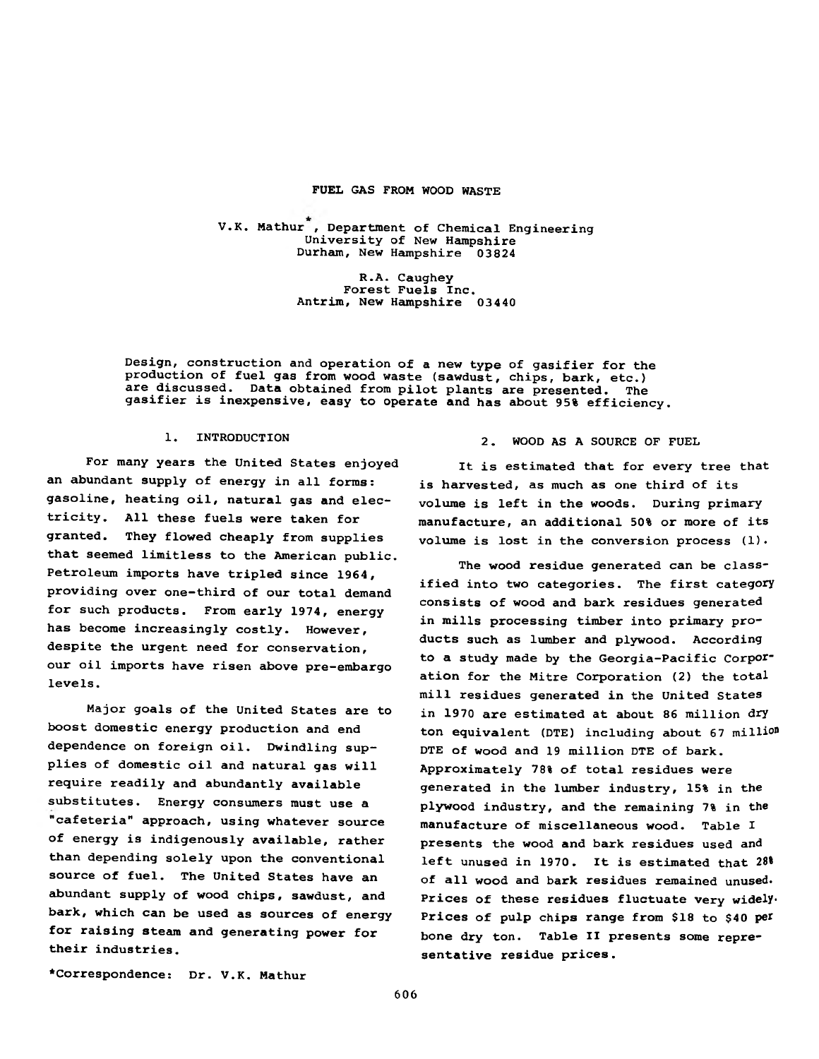# FUEL GAS FROM WOOD WASTE

V.K. Mathur*, Department of Chemical Engineering
University of New Hampshire
Durham, New Hampshire 03824

R.A. Caughey
Forest Fuels Inc.
Antrim, New Hampshire 03440

Design, construction and operation of a new type of gasifier for the production of fuel gas from wood waste (sawdust, chips, bark, etc.) are discussed. Data obtained from pilot plants are presented. The gasifier is inexpensive, easy to operate and has about 95% efficiency.

## 1. INTRODUCTION

For many years the United States enjoyed an abundant supply of energy in all forms: gasoline, heating oil, natural gas and electricity. All these fuels were taken for granted. They flowed cheaply from supplies that seemed limitless to the American public. Petroleum imports have tripled since 1964, providing over one-third of our total demand for such products. From early 1974, energy has become increasingly costly. However, despite the urgent need for conservation, our oil imports have risen above pre-embargo levels.

Major goals of the United States are to boost domestic energy production and end dependence on foreign oil. Dwindling supplies of domestic oil and natural gas will require readily and abundantly available substitutes. Energy consumers must use a "cafeteria" approach, using whatever source of energy is indigenously available, rather than depending solely upon the conventional source of fuel. The United States have an abundant supply of wood chips, sawdust, and bark, which can be used as sources of energy for raising steam and generating power for their industries.

*Correspondence: Dr. V.K. Mathur

## 2. WOOD AS A SOURCE OF FUEL

It is estimated that for every tree that is harvested, as much as one third of its volume is left in the woods. During primary manufacture, an additional 50% or more of its volume is lost in the conversion process (1).

The wood residue generated can be classified into two categories. The first category consists of wood and bark residues generated in mills processing timber into primary products such as lumber and plywood. According to a study made by the Georgia-Pacific Corporation for the Mitre Corporation (2) the total mill residues generated in the United States in 1970 are estimated at about 86 million dry ton equivalent (DTE) including about 67 million DTE of wood and 19 million DTE of bark. Approximately 78% of total residues were generated in the lumber industry, 15% in the plywood industry, and the remaining 7% in the manufacture of miscellaneous wood. Table I presents the wood and bark residues used and left unused in 1970. It is estimated that 28% of all wood and bark residues remained unused. Prices of these residues fluctuate very widely. Prices of pulp chips range from $18 to $40 per bone dry ton. Table II presents some representative residue prices.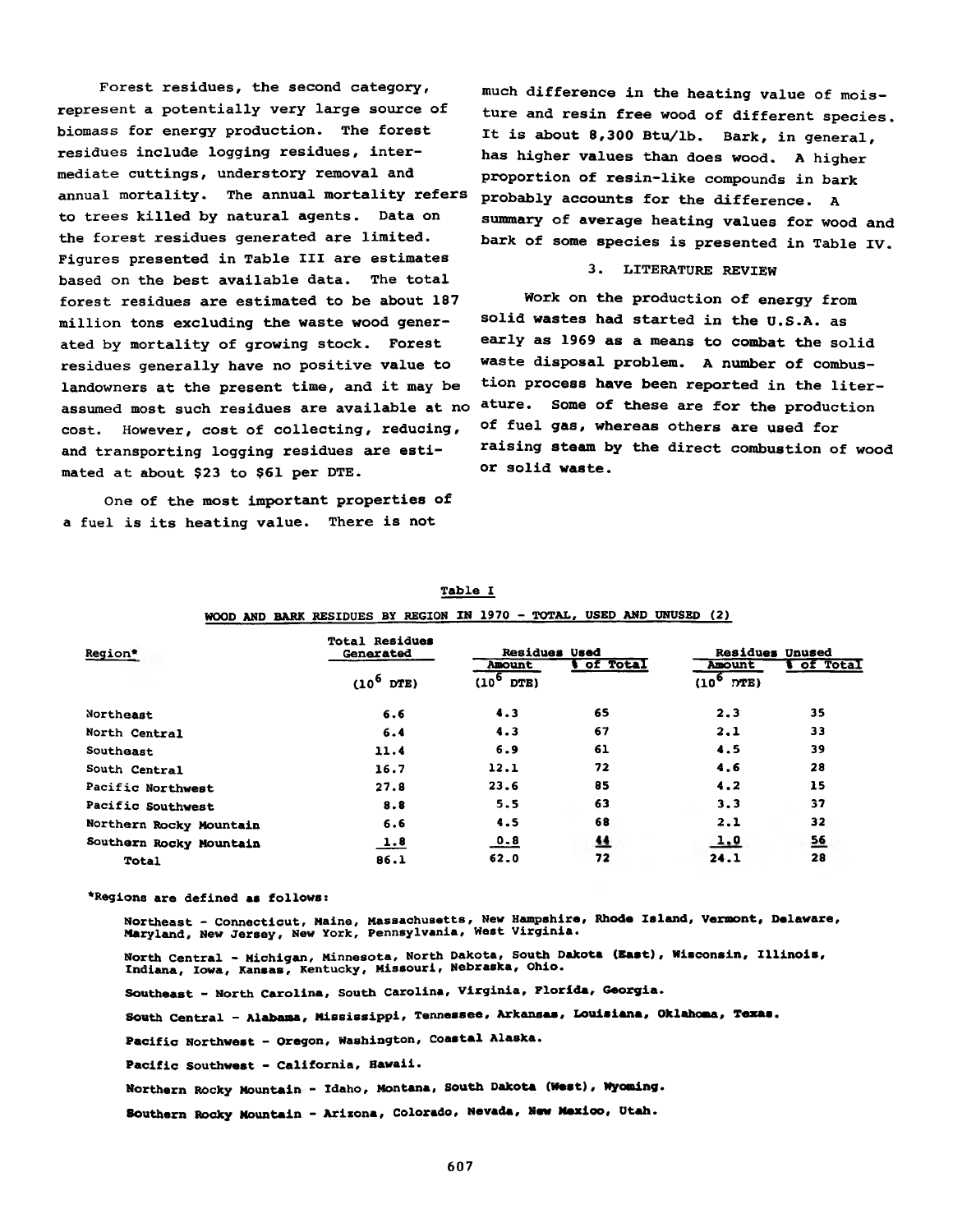Forest residues, the second category, represent a potentially very large source of biomass for energy production. The forest residues include logging residues, intermediate cuttings, understory removal and annual mortality. The annual mortality refers to trees killed by natural agents. Data on the forest residues generated are limited. Figures presented in Table III are estimates based on the best available data. The total forest residues are estimated to be about 187 million tons excluding the waste wood generated by mortality of growing stock. Forest residues generally have no positive value to landowners at the present time, and it may be assumed most such residues are available at no cost. However, cost of collecting, reducing, and transporting logging residues are estimated at about $23 to $61 per DTE.

One of the most important properties of a fuel is its heating value. There is not much difference in the heating value of moisture and resin free wood of different species. It is about 8,300 Btu/lb. Bark, in general, has higher values than does wood. A higher proportion of resin-like compounds in bark probably accounts for the difference. A summary of average heating values for wood and bark of some species is presented in Table IV.

## 3. LITERATURE REVIEW

Work on the production of energy from solid wastes had started in the U.S.A. as early as 1969 as a means to combat the solid waste disposal problem. A number of combustion process have been reported in the literature. Some of these are for the production of fuel gas, whereas others are used for raising steam by the direct combustion of wood or solid waste.

Table I

WOOD AND BARK RESIDUES BY REGION IN 1970 - TOTAL, USED AND UNUSED (2)

| Region* | Total Residues Generated | Residues Used | | Residues Unused | |
|---|---|---|---|---|---|
| | | Amount | % of Total | Amount | % of Total |
| | ($10^6$ DTE) | ($10^6$ DTE) | | ($10^6$ DTE) | |
| Northeast | 6.6 | 4.3 | 65 | 2.3 | 35 |
| North Central | 6.4 | 4.3 | 67 | 2.1 | 33 |
| Southeast | 11.4 | 6.9 | 61 | 4.5 | 39 |
| South Central | 16.7 | 12.1 | 72 | 4.6 | 28 |
| Pacific Northwest | 27.8 | 23.6 | 85 | 4.2 | 15 |
| Pacific Southwest | 8.8 | 5.5 | 63 | 3.3 | 37 |
| Northern Rocky Mountain | 6.6 | 4.5 | 68 | 2.1 | 32 |
| Southern Rocky Mountain | 1.8 | 0.8 | 44 | 1.0 | 56 |
| Total | 86.1 | 62.0 | 72 | 24.1 | 28 |

*Regions are defined as follows:

Northeast - Connecticut, Maine, Massachusetts, New Hampshire, Rhode Island, Vermont, Delaware, Maryland, New Jersey, New York, Pennsylvania, West Virginia.

North Central - Michigan, Minnesota, North Dakota, South Dakota (East), Wisconsin, Illinois, Indiana, Iowa, Kansas, Kentucky, Missouri, Nebraska, Ohio.

Southeast - North Carolina, South Carolina, Virginia, Florida, Georgia.

South Central - Alabama, Mississippi, Tennessee, Arkansas, Louisiana, Oklahoma, Texas.

Pacific Northwest - Oregon, Washington, Coastal Alaska.

Pacific Southwest - California, Hawaii.

Northern Rocky Mountain - Idaho, Montana, South Dakota (West), Wyoming.

Southern Rocky Mountain - Arizona, Colorado, Nevada, New Mexico, Utah.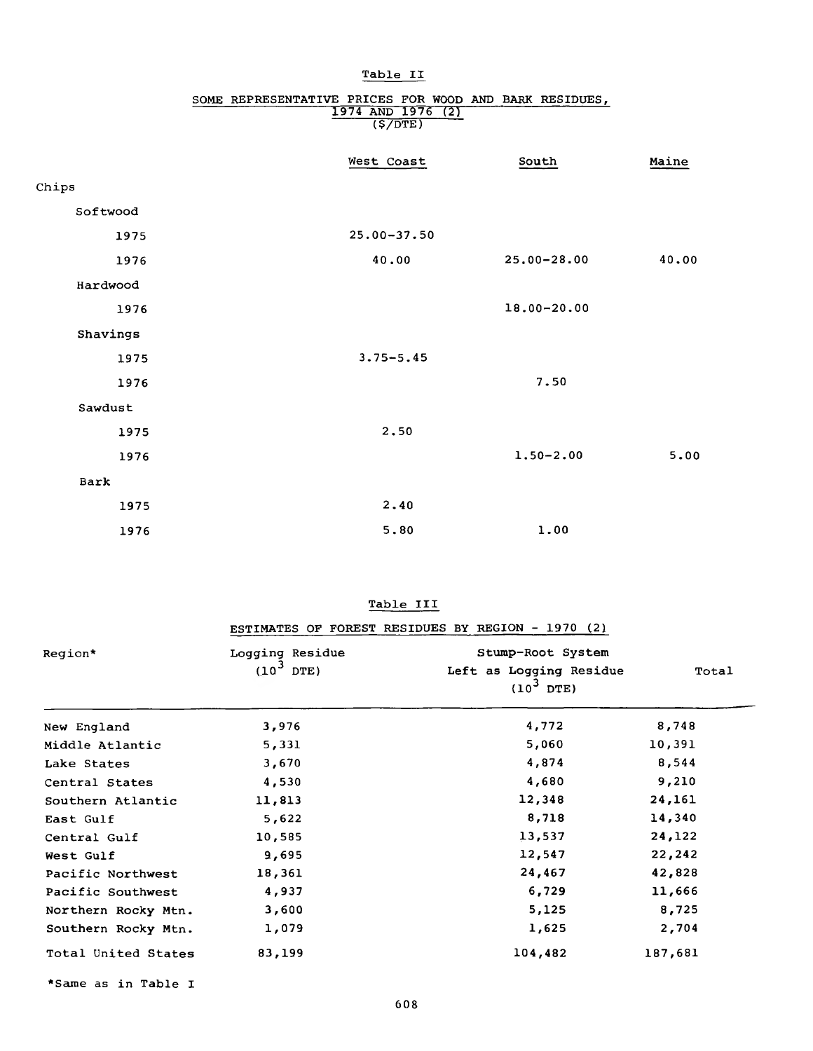## Table II

SOME REPRESENTATIVE PRICES FOR WOOD AND BARK RESIDUES, 1974 AND 1976 (2) ($/DTE)

| | West Coast | South | Maine |
|---|---|---|---|
| Chips | | | |
| Softwood | | | |
| 1975 | 25.00–37.50 | | |
| 1976 | 40.00 | 25.00–28.00 | 40.00 |
| Hardwood | | | |
| 1976 | | 18.00–20.00 | |
| Shavings | | | |
| 1975 | 3.75–5.45 | | |
| 1976 | | 7.50 | |
| Sawdust | | | |
| 1975 | 2.50 | | |
| 1976 | | 1.50–2.00 | 5.00 |
| Bark | | | |
| 1975 | 2.40 | | |
| 1976 | 5.80 | 1.00 | |

## Table III

ESTIMATES OF FOREST RESIDUES BY REGION - 1970 (2)

| Region* | Logging Residue ($10^3$ DTE) | Stump-Root System Left as Logging Residue ($10^3$ DTE) | Total |
|---|---|---|---|
| New England | 3,976 | 4,772 | 8,748 |
| Middle Atlantic | 5,331 | 5,060 | 10,391 |
| Lake States | 3,670 | 4,874 | 8,544 |
| Central States | 4,530 | 4,680 | 9,210 |
| Southern Atlantic | 11,813 | 12,348 | 24,161 |
| East Gulf | 5,622 | 8,718 | 14,340 |
| Central Gulf | 10,585 | 13,537 | 24,122 |
| West Gulf | 9,695 | 12,547 | 22,242 |
| Pacific Northwest | 18,361 | 24,467 | 42,828 |
| Pacific Southwest | 4,937 | 6,729 | 11,666 |
| Northern Rocky Mtn. | 3,600 | 5,125 | 8,725 |
| Southern Rocky Mtn. | 1,079 | 1,625 | 2,704 |
| Total United States | 83,199 | 104,482 | 187,681 |

*Same as in Table I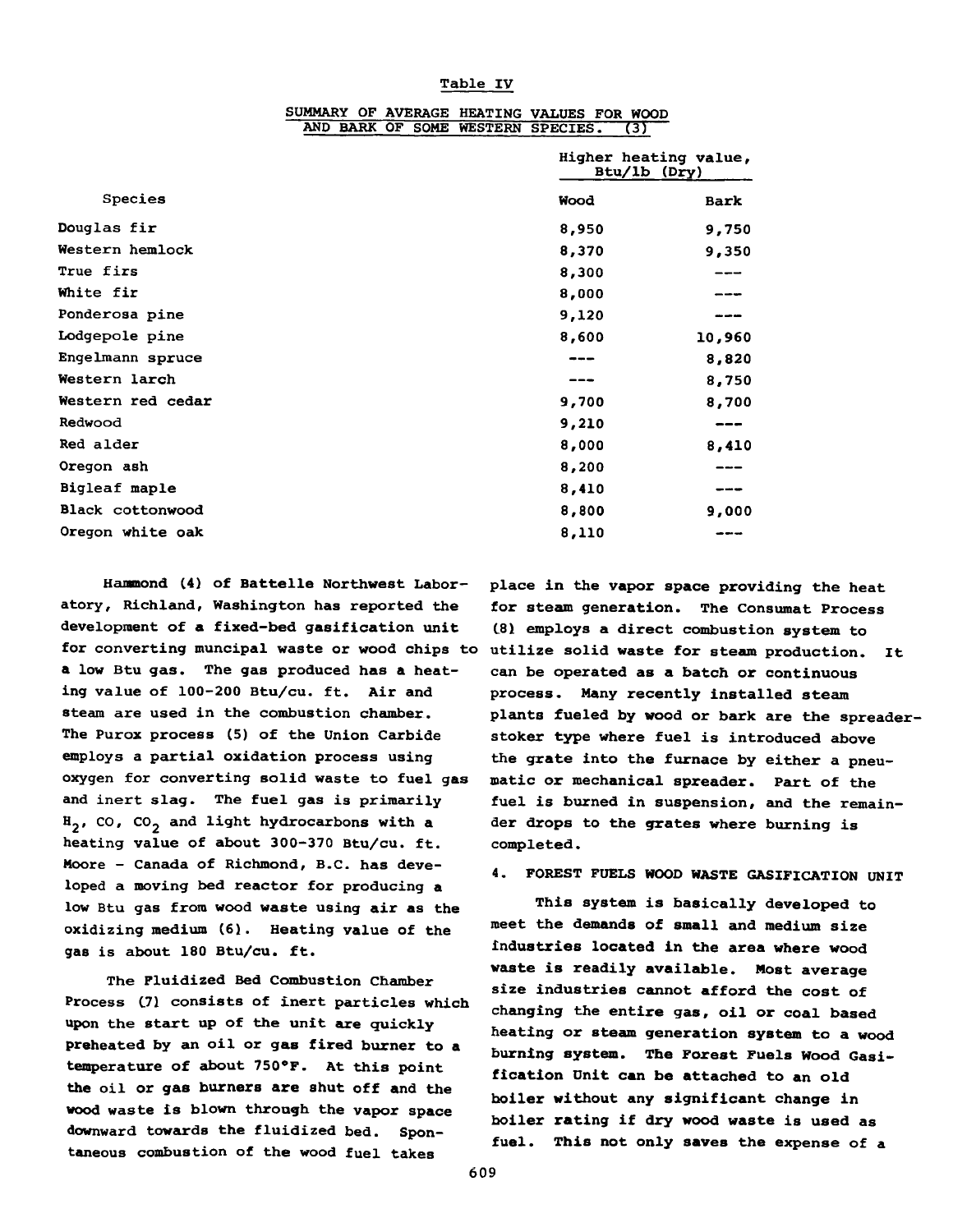Table IV

SUMMARY OF AVERAGE HEATING VALUES FOR WOOD AND BARK OF SOME WESTERN SPECIES. (3)

| Species | Higher heating value, Btu/lb (Dry) | |
|---|---|---|
| | Wood | Bark |
| Douglas fir | 8,950 | 9,750 |
| Western hemlock | 8,370 | 9,350 |
| True firs | 8,300 | --- |
| White fir | 8,000 | --- |
| Ponderosa pine | 9,120 | --- |
| Lodgepole pine | 8,600 | 10,960 |
| Engelmann spruce | --- | 8,820 |
| Western larch | --- | 8,750 |
| Western red cedar | 9,700 | 8,700 |
| Redwood | 9,210 | --- |
| Red alder | 8,000 | 8,410 |
| Oregon ash | 8,200 | --- |
| Bigleaf maple | 8,410 | --- |
| Black cottonwood | 8,800 | 9,000 |
| Oregon white oak | 8,110 | --- |

Hammond (4) of Battelle Northwest Laboratory, Richland, Washington has reported the development of a fixed-bed gasification unit for converting muncipal waste or wood chips to a low Btu gas. The gas produced has a heating value of 100-200 Btu/cu. ft. Air and steam are used in the combustion chamber. The Purox process (5) of the Union Carbide employs a partial oxidation process using oxygen for converting solid waste to fuel gas and inert slag. The fuel gas is primarily $H_2$, CO, $CO_2$ and light hydrocarbons with a heating value of about 300-370 Btu/cu. ft. Moore - Canada of Richmond, B.C. has developed a moving bed reactor for producing a low Btu gas from wood waste using air as the oxidizing medium (6). Heating value of the gas is about 180 Btu/cu. ft.

The Fluidized Bed Combustion Chamber Process (7) consists of inert particles which upon the start up of the unit are quickly preheated by an oil or gas fired burner to a temperature of about 750°F. At this point the oil or gas burners are shut off and the wood waste is blown through the vapor space downward towards the fluidized bed. Spontaneous combustion of the wood fuel takes place in the vapor space providing the heat for steam generation. The Consumat Process (8) employs a direct combustion system to utilize solid waste for steam production. It can be operated as a batch or continuous process. Many recently installed steam plants fueled by wood or bark are the spreader-stoker type where fuel is introduced above the grate into the furnace by either a pneumatic or mechanical spreader. Part of the fuel is burned in suspension, and the remainder drops to the grates where burning is completed.

## 4. FOREST FUELS WOOD WASTE GASIFICATION UNIT

This system is basically developed to meet the demands of small and medium size industries located in the area where wood waste is readily available. Most average size industries cannot afford the cost of changing the entire gas, oil or coal based heating or steam generation system to a wood burning system. The Forest Fuels Wood Gasification Unit can be attached to an old boiler without any significant change in boiler rating if dry wood waste is used as fuel. This not only saves the expense of a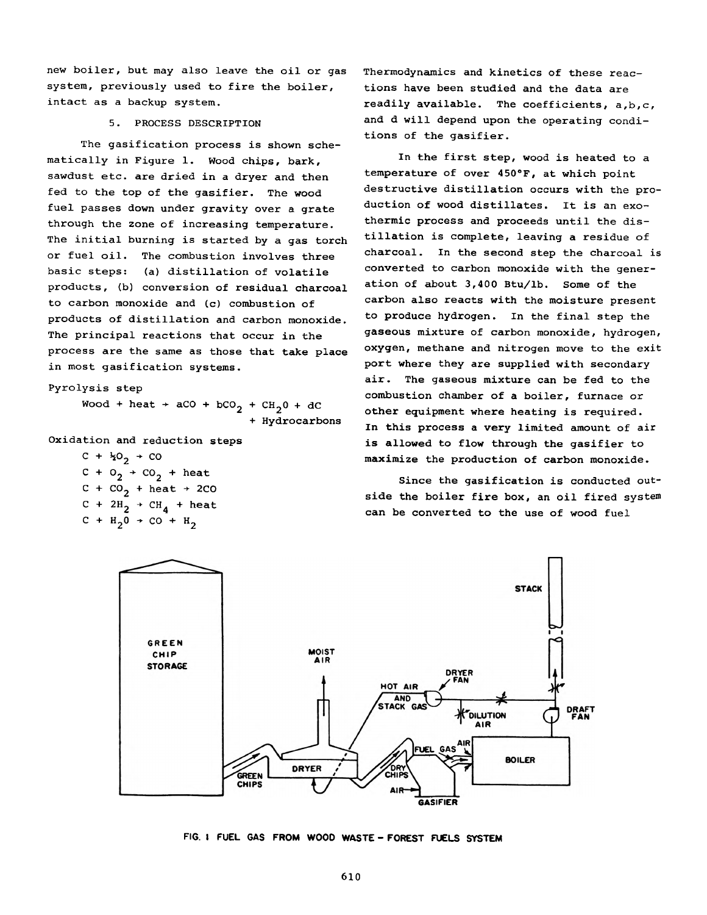new boiler, but may also leave the oil or gas system, previously used to fire the boiler, intact as a backup system.

## 5. PROCESS DESCRIPTION

The gasification process is shown schematically in Figure 1. Wood chips, bark, sawdust etc. are dried in a dryer and then fed to the top of the gasifier. The wood fuel passes down under gravity over a grate through the zone of increasing temperature. The initial burning is started by a gas torch or fuel oil. The combustion involves three basic steps: (a) distillation of volatile products, (b) conversion of residual charcoal to carbon monoxide and (c) combustion of products of distillation and carbon monoxide. The principal reactions that occur in the process are the same as those that take place in most gasification systems.

Pyrolysis step

$$\text{Wood} + \text{heat} \rightarrow aCO + bCO_2 + CH_2O + dC + \text{Hydrocarbons}$$

Oxidation and reduction steps

$$C + \tfrac{1}{2}O_2 \rightarrow CO$$

$$C + O_2 \rightarrow CO_2 + \text{heat}$$

$$C + CO_2 + \text{heat} \rightarrow 2CO$$

$$C + 2H_2 \rightarrow CH_4 + \text{heat}$$

$$C + H_2O \rightarrow CO + H_2$$

Thermodynamics and kinetics of these reactions have been studied and the data are readily available. The coefficients, a,b,c, and d will depend upon the operating conditions of the gasifier.

In the first step, wood is heated to a temperature of over 450°F, at which point destructive distillation occurs with the production of wood distillates. It is an exothermic process and proceeds until the distillation is complete, leaving a residue of charcoal. In the second step the charcoal is converted to carbon monoxide with the generation of about 3,400 Btu/lb. Some of the carbon also reacts with the moisture present to produce hydrogen. In the final step the gaseous mixture of carbon monoxide, hydrogen, oxygen, methane and nitrogen move to the exit port where they are supplied with secondary air. The gaseous mixture can be fed to the combustion chamber of a boiler, furnace or other equipment where heating is required. In this process a very limited amount of air is allowed to flow through the gasifier to maximize the production of carbon monoxide.

Since the gasification is conducted outside the boiler fire box, an oil fired system can be converted to the use of wood fuel

FIG. 1 FUEL GAS FROM WOOD WASTE – FOREST FUELS SYSTEM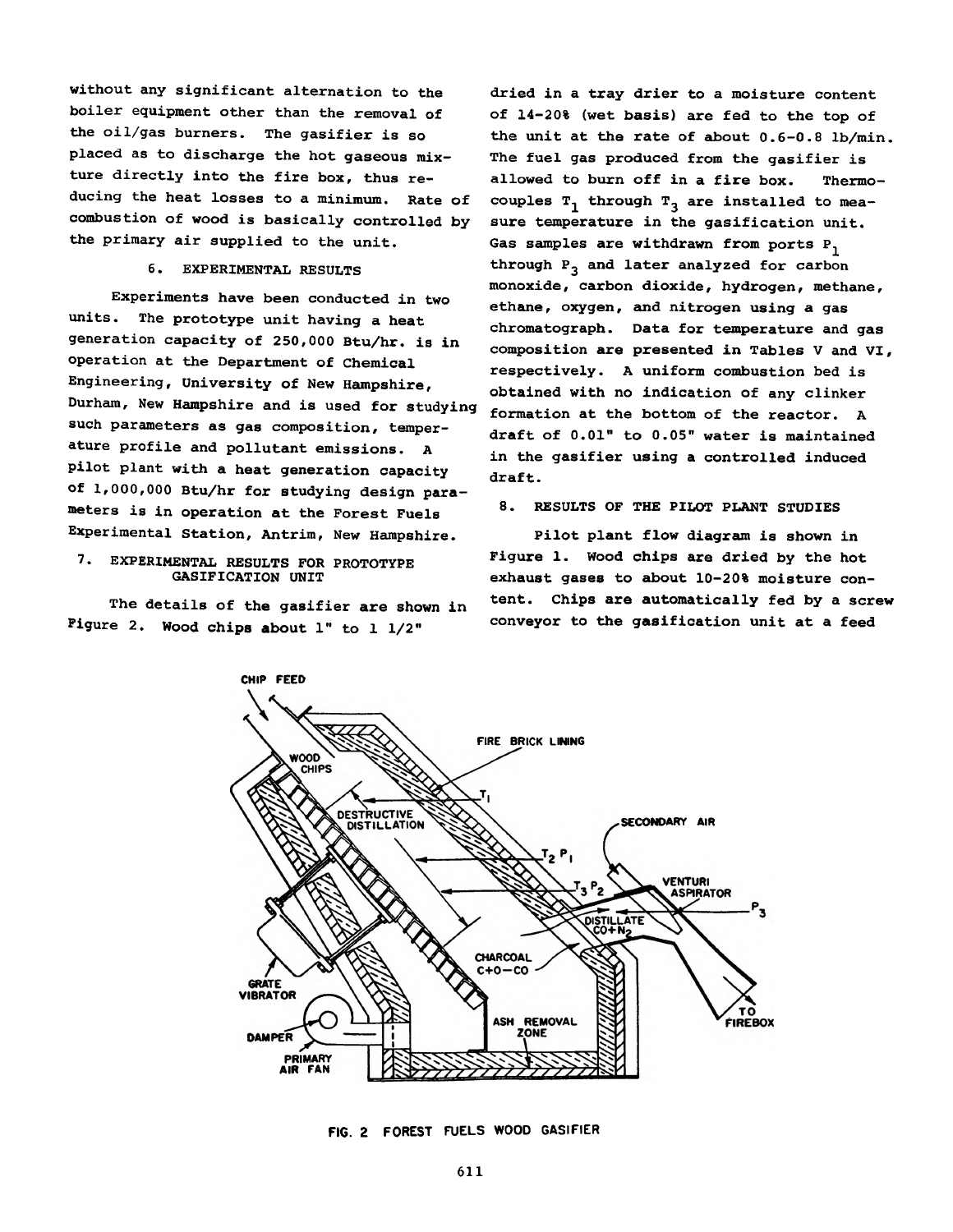without any significant alternation to the boiler equipment other than the removal of the oil/gas burners. The gasifier is so placed as to discharge the hot gaseous mixture directly into the fire box, thus reducing the heat losses to a minimum. Rate of combustion of wood is basically controlled by the primary air supplied to the unit.

## 6. EXPERIMENTAL RESULTS

Experiments have been conducted in two units. The prototype unit having a heat generation capacity of 250,000 Btu/hr. is in operation at the Department of Chemical Engineering, University of New Hampshire, Durham, New Hampshire and is used for studying such parameters as gas composition, temperature profile and pollutant emissions. A pilot plant with a heat generation capacity of 1,000,000 Btu/hr for studying design parameters is in operation at the Forest Fuels Experimental Station, Antrim, New Hampshire.

## 7. EXPERIMENTAL RESULTS FOR PROTOTYPE GASIFICATION UNIT

The details of the gasifier are shown in Figure 2. Wood chips about 1" to 1 1/2" dried in a tray drier to a moisture content of 14-20% (wet basis) are fed to the top of the unit at the rate of about 0.6-0.8 lb/min. The fuel gas produced from the gasifier is allowed to burn off in a fire box. Thermocouples $T_1$ through $T_3$ are installed to measure temperature in the gasification unit. Gas samples are withdrawn from ports $P_1$ through $P_3$ and later analyzed for carbon monoxide, carbon dioxide, hydrogen, methane, ethane, oxygen, and nitrogen using a gas chromatograph. Data for temperature and gas composition are presented in Tables V and VI, respectively. A uniform combustion bed is obtained with no indication of any clinker formation at the bottom of the reactor. A draft of 0.01" to 0.05" water is maintained in the gasifier using a controlled induced draft.

## 8. RESULTS OF THE PILOT PLANT STUDIES

Pilot plant flow diagram is shown in Figure 1. Wood chips are dried by the hot exhaust gases to about 10-20% moisture content. Chips are automatically fed by a screw conveyor to the gasification unit at a feed

FIG. 2 FOREST FUELS WOOD GASIFIER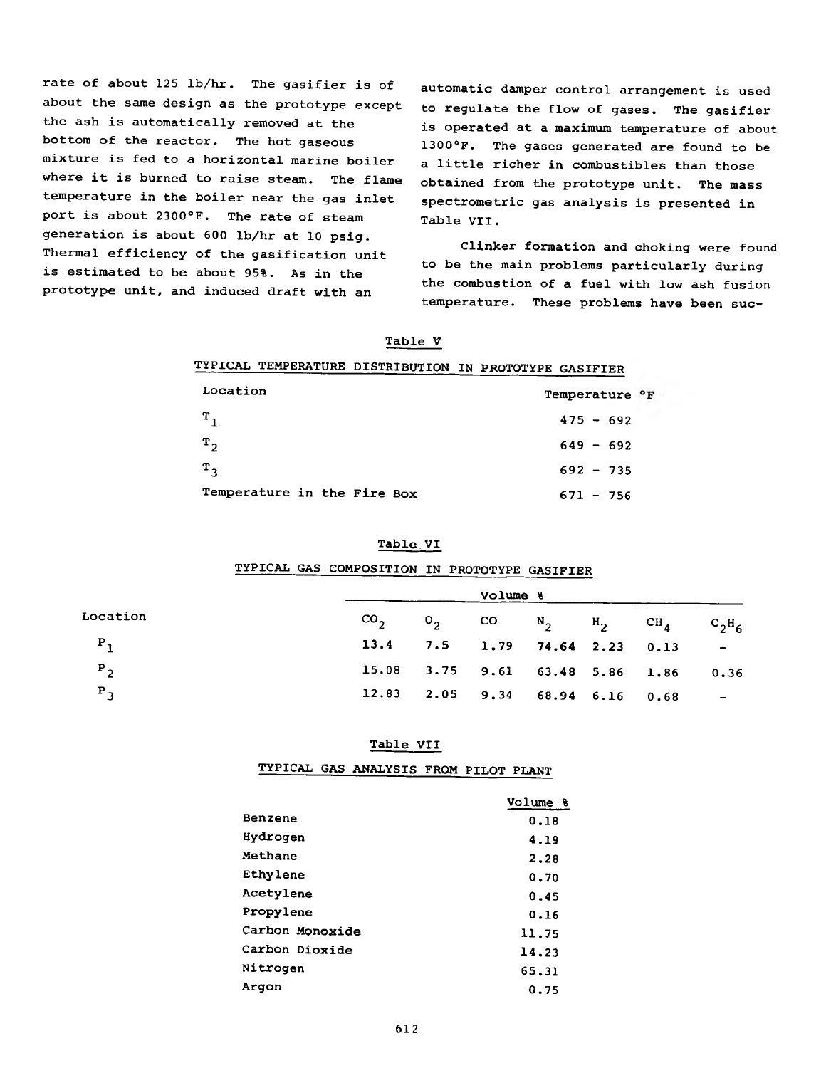rate of about 125 lb/hr. The gasifier is of about the same design as the prototype except the ash is automatically removed at the bottom of the reactor. The hot gaseous mixture is fed to a horizontal marine boiler where it is burned to raise steam. The flame temperature in the boiler near the gas inlet port is about 2300°F. The rate of steam generation is about 600 lb/hr at 10 psig. Thermal efficiency of the gasification unit is estimated to be about 95%. As in the prototype unit, and induced draft with an automatic damper control arrangement is used to regulate the flow of gases. The gasifier is operated at a maximum temperature of about 1300°F. The gases generated are found to be a little richer in combustibles than those obtained from the prototype unit. The mass spectrometric gas analysis is presented in Table VII.

Clinker formation and choking were found to be the main problems particularly during the combustion of a fuel with low ash fusion temperature. These problems have been suc-

Table V

TYPICAL TEMPERATURE DISTRIBUTION IN PROTOTYPE GASIFIER

| Location | Temperature °F |
|---|---|
| $T_1$ | 475 - 692 |
| $T_2$ | 649 - 692 |
| $T_3$ | 692 - 735 |
| Temperature in the Fire Box | 671 - 756 |

Table VI

TYPICAL GAS COMPOSITION IN PROTOTYPE GASIFIER

| Location | Volume % | | | | | | |
|---|---|---|---|---|---|---|---|
| | $CO_2$ | $O_2$ | CO | $N_2$ | $H_2$ | $CH_4$ | $C_2H_6$ |
| $P_1$ | 13.4 | 7.5 | 1.79 | 74.64 | 2.23 | 0.13 | - |
| $P_2$ | 15.08 | 3.75 | 9.61 | 63.48 | 5.86 | 1.86 | 0.36 |
| $P_3$ | 12.83 | 2.05 | 9.34 | 68.94 | 6.16 | 0.68 | - |

Table VII

TYPICAL GAS ANALYSIS FROM PILOT PLANT

| | Volume % |
|---|---|
| Benzene | 0.18 |
| Hydrogen | 4.19 |
| Methane | 2.28 |
| Ethylene | 0.70 |
| Acetylene | 0.45 |
| Propylene | 0.16 |
| Carbon Monoxide | 11.75 |
| Carbon Dioxide | 14.23 |
| Nitrogen | 65.31 |
| Argon | 0.75 |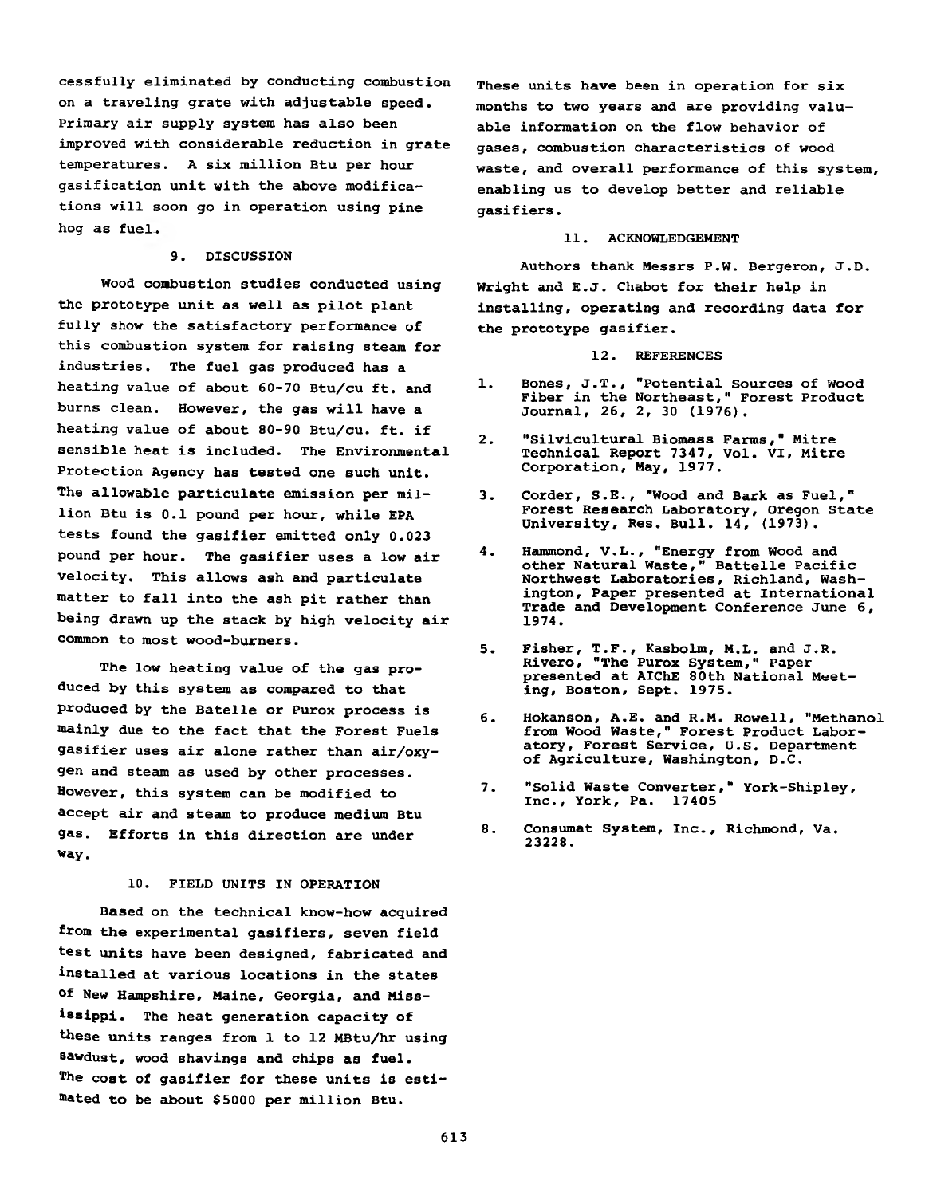cessfully eliminated by conducting combustion on a traveling grate with adjustable speed. Primary air supply system has also been improved with considerable reduction in grate temperatures. A six million Btu per hour gasification unit with the above modifications will soon go in operation using pine hog as fuel.

## 9. DISCUSSION

Wood combustion studies conducted using the prototype unit as well as pilot plant fully show the satisfactory performance of this combustion system for raising steam for industries. The fuel gas produced has a heating value of about 60-70 Btu/cu ft. and burns clean. However, the gas will have a heating value of about 80-90 Btu/cu. ft. if sensible heat is included. The Environmental Protection Agency has tested one such unit. The allowable particulate emission per million Btu is 0.1 pound per hour, while EPA tests found the gasifier emitted only 0.023 pound per hour. The gasifier uses a low air velocity. This allows ash and particulate matter to fall into the ash pit rather than being drawn up the stack by high velocity air common to most wood-burners.

The low heating value of the gas produced by this system as compared to that produced by the Batelle or Purox process is mainly due to the fact that the Forest Fuels gasifier uses air alone rather than air/oxygen and steam as used by other processes. However, this system can be modified to accept air and steam to produce medium Btu gas. Efforts in this direction are under way.

## 10. FIELD UNITS IN OPERATION

Based on the technical know-how acquired from the experimental gasifiers, seven field test units have been designed, fabricated and installed at various locations in the states of New Hampshire, Maine, Georgia, and Mississippi. The heat generation capacity of these units ranges from 1 to 12 MBtu/hr using sawdust, wood shavings and chips as fuel. The cost of gasifier for these units is estimated to be about $5000 per million Btu. These units have been in operation for six months to two years and are providing valuable information on the flow behavior of gases, combustion characteristics of wood waste, and overall performance of this system, enabling us to develop better and reliable gasifiers.

## 11. ACKNOWLEDGEMENT

Authors thank Messrs P.W. Bergeron, J.D. Wright and E.J. Chabot for their help in installing, operating and recording data for the prototype gasifier.

## 12. REFERENCES

1. Bones, J.T., "Potential Sources of Wood Fiber in the Northeast," Forest Product Journal, 26, 2, 30 (1976).
2. "Silvicultural Biomass Farms," Mitre Technical Report 7347, Vol. VI, Mitre Corporation, May, 1977.
3. Corder, S.E., "Wood and Bark as Fuel," Forest Research Laboratory, Oregon State University, Res. Bull. 14, (1973).
4. Hammond, V.L., "Energy from Wood and other Natural Waste," Battelle Pacific Northwest Laboratories, Richland, Washington, Paper presented at International Trade and Development Conference June 6, 1974.
5. Fisher, T.F., Kasbolm, M.L. and J.R. Rivero, "The Purox System," Paper presented at AIChE 80th National Meeting, Boston, Sept. 1975.
6. Hokanson, A.E. and R.M. Rowell, "Methanol from Wood Waste," Forest Product Laboratory, Forest Service, U.S. Department of Agriculture, Washington, D.C.
7. "Solid Waste Converter," York-Shipley, Inc., York, Pa. 17405
8. Consumat System, Inc., Richmond, Va. 23228.